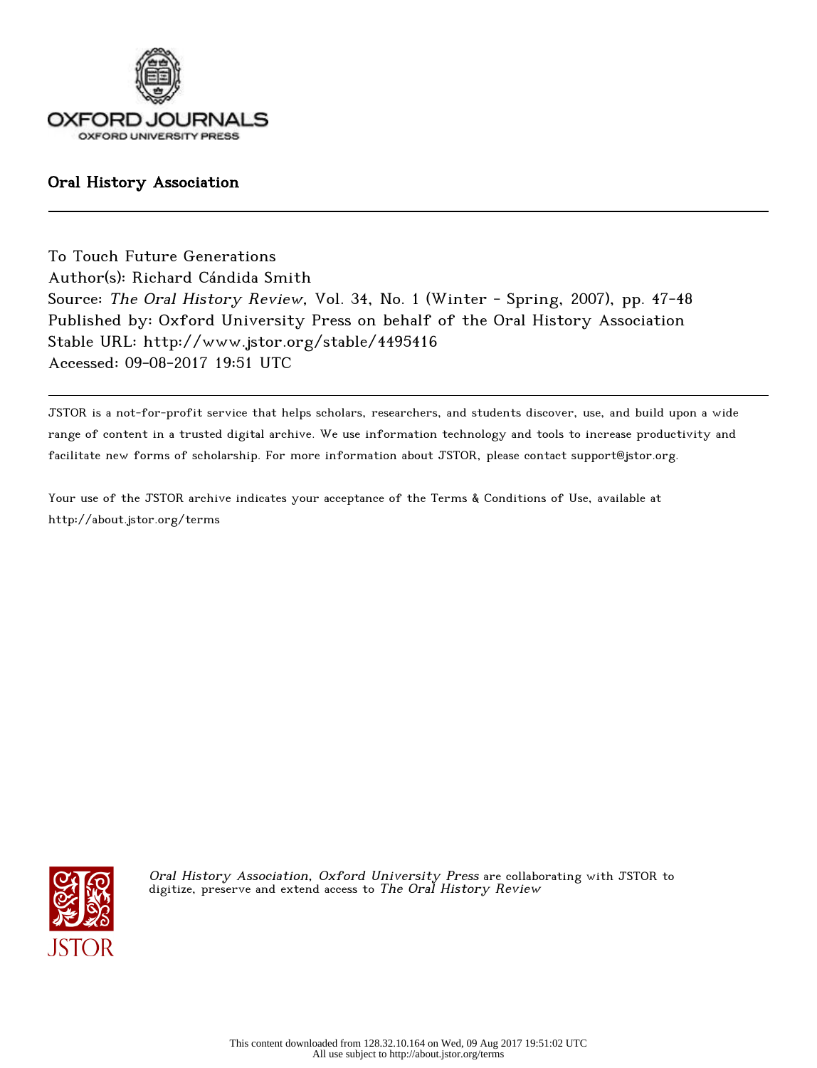OXFORD JOURNALS
OXFORD UNIVERSITY PRESS

Oral History Association

---

To Touch Future Generations
Author(s): Richard Cándida Smith
Source: *The Oral History Review*, Vol. 34, No. 1 (Winter - Spring, 2007), pp. 47-48
Published by: Oxford University Press on behalf of the Oral History Association
Stable URL: http://www.jstor.org/stable/4495416
Accessed: 09-08-2017 19:51 UTC

---

JSTOR is a not-for-profit service that helps scholars, researchers, and students discover, use, and build upon a wide range of content in a trusted digital archive. We use information technology and tools to increase productivity and facilitate new forms of scholarship. For more information about JSTOR, please contact support@jstor.org.

Your use of the JSTOR archive indicates your acceptance of the Terms & Conditions of Use, available at http://about.jstor.org/terms

*Oral History Association, Oxford University Press* are collaborating with JSTOR to digitize, preserve and extend access to *The Oral History Review*

This content downloaded from 128.32.10.164 on Wed, 09 Aug 2017 19:51:02 UTC
All use subject to http://about.jstor.org/terms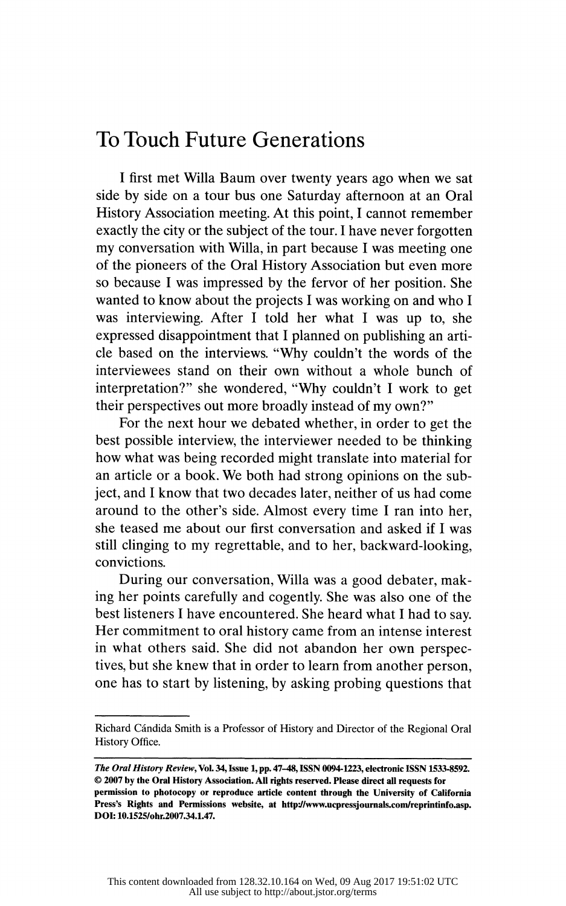# To Touch Future Generations

I first met Willa Baum over twenty years ago when we sat side by side on a tour bus one Saturday afternoon at an Oral History Association meeting. At this point, I cannot remember exactly the city or the subject of the tour. I have never forgotten my conversation with Willa, in part because I was meeting one of the pioneers of the Oral History Association but even more so because I was impressed by the fervor of her position. She wanted to know about the projects I was working on and who I was interviewing. After I told her what I was up to, she expressed disappointment that I planned on publishing an article based on the interviews. "Why couldn't the words of the interviewees stand on their own without a whole bunch of interpretation?" she wondered, "Why couldn't I work to get their perspectives out more broadly instead of my own?"

For the next hour we debated whether, in order to get the best possible interview, the interviewer needed to be thinking how what was being recorded might translate into material for an article or a book. We both had strong opinions on the subject, and I know that two decades later, neither of us had come around to the other's side. Almost every time I ran into her, she teased me about our first conversation and asked if I was still clinging to my regrettable, and to her, backward-looking, convictions.

During our conversation, Willa was a good debater, making her points carefully and cogently. She was also one of the best listeners I have encountered. She heard what I had to say. Her commitment to oral history came from an intense interest in what others said. She did not abandon her own perspectives, but she knew that in order to learn from another person, one has to start by listening, by asking probing questions that

---

Richard Cándida Smith is a Professor of History and Director of the Regional Oral History Office.

*The Oral History Review*, Vol. 34, Issue 1, pp. 47–48, ISSN 0094-1223, electronic ISSN 1533-8592. © 2007 by the Oral History Association. All rights reserved. Please direct all requests for permission to photocopy or reproduce article content through the University of California Press's Rights and Permissions website, at http://www.ucpressjournals.com/reprintinfo.asp. DOI: 10.1525/ohr.2007.34.1.47.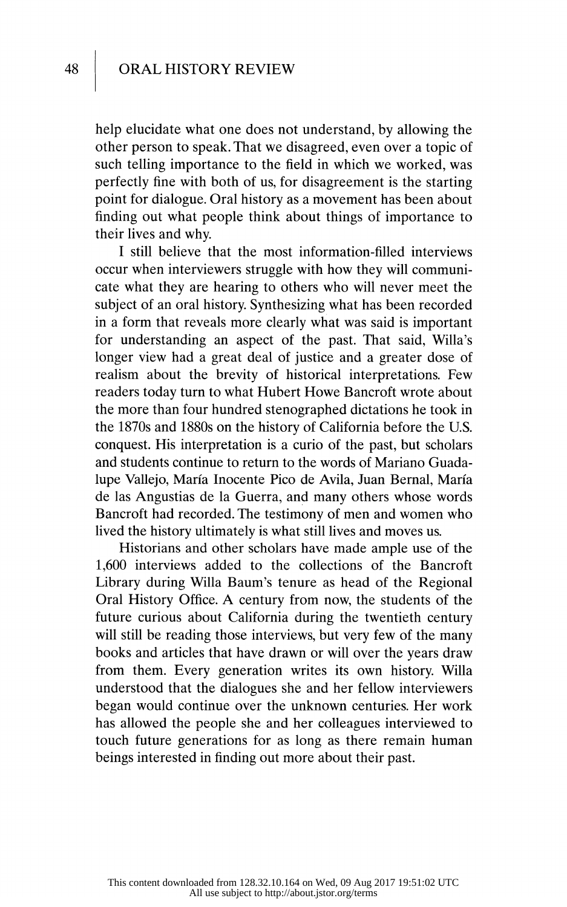help elucidate what one does not understand, by allowing the other person to speak. That we disagreed, even over a topic of such telling importance to the field in which we worked, was perfectly fine with both of us, for disagreement is the starting point for dialogue. Oral history as a movement has been about finding out what people think about things of importance to their lives and why.

I still believe that the most information-filled interviews occur when interviewers struggle with how they will communicate what they are hearing to others who will never meet the subject of an oral history. Synthesizing what has been recorded in a form that reveals more clearly what was said is important for understanding an aspect of the past. That said, Willa's longer view had a great deal of justice and a greater dose of realism about the brevity of historical interpretations. Few readers today turn to what Hubert Howe Bancroft wrote about the more than four hundred stenographed dictations he took in the 1870s and 1880s on the history of California before the U.S. conquest. His interpretation is a curio of the past, but scholars and students continue to return to the words of Mariano Guadalupe Vallejo, María Inocente Pico de Avila, Juan Bernal, María de las Angustias de la Guerra, and many others whose words Bancroft had recorded. The testimony of men and women who lived the history ultimately is what still lives and moves us.

Historians and other scholars have made ample use of the 1,600 interviews added to the collections of the Bancroft Library during Willa Baum's tenure as head of the Regional Oral History Office. A century from now, the students of the future curious about California during the twentieth century will still be reading those interviews, but very few of the many books and articles that have drawn or will over the years draw from them. Every generation writes its own history. Willa understood that the dialogues she and her fellow interviewers began would continue over the unknown centuries. Her work has allowed the people she and her colleagues interviewed to touch future generations for as long as there remain human beings interested in finding out more about their past.